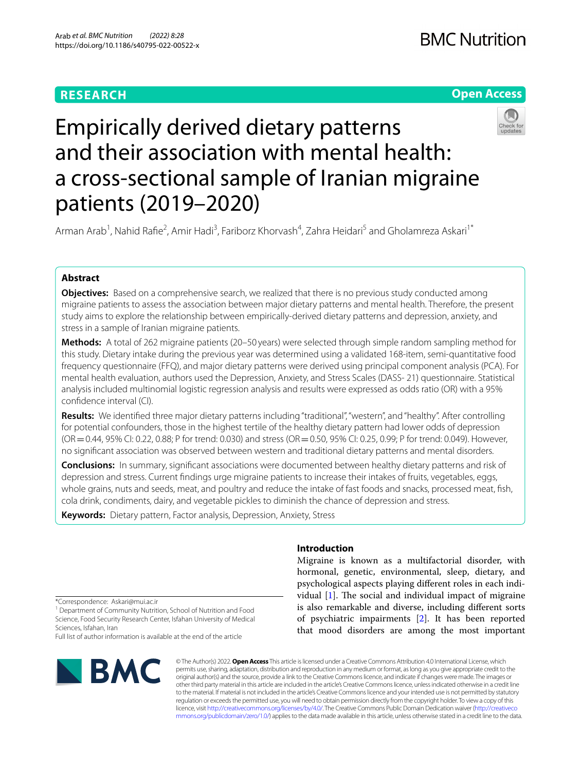RESEARCH

Open Access

# Empirically derived dietary patterns and their association with mental health: a cross-sectional sample of Iranian migraine patients (2019–2020)

Arman Arab[1], Nahid Rafie[2], Amir Hadi[3], Fariborz Khorvash[4], Zahra Heidari[5] and Gholamreza Askari[1*]

## Abstract

**Objectives:** Based on a comprehensive search, we realized that there is no previous study conducted among migraine patients to assess the association between major dietary patterns and mental health. Therefore, the present study aims to explore the relationship between empirically-derived dietary patterns and depression, anxiety, and stress in a sample of Iranian migraine patients.

**Methods:** A total of 262 migraine patients (20–50 years) were selected through simple random sampling method for this study. Dietary intake during the previous year was determined using a validated 168-item, semi-quantitative food frequency questionnaire (FFQ), and major dietary patterns were derived using principal component analysis (PCA). For mental health evaluation, authors used the Depression, Anxiety, and Stress Scales (DASS- 21) questionnaire. Statistical analysis included multinomial logistic regression analysis and results were expressed as odds ratio (OR) with a 95% confidence interval (CI).

**Results:** We identified three major dietary patterns including "traditional", "western", and "healthy". After controlling for potential confounders, those in the highest tertile of the healthy dietary pattern had lower odds of depression (OR = 0.44, 95% CI: 0.22, 0.88; P for trend: 0.030) and stress (OR = 0.50, 95% CI: 0.25, 0.99; P for trend: 0.049). However, no significant association was observed between western and traditional dietary patterns and mental disorders.

**Conclusions:** In summary, significant associations were documented between healthy dietary patterns and risk of depression and stress. Current findings urge migraine patients to increase their intakes of fruits, vegetables, eggs, whole grains, nuts and seeds, meat, and poultry and reduce the intake of fast foods and snacks, processed meat, fish, cola drink, condiments, dairy, and vegetable pickles to diminish the chance of depression and stress.

**Keywords:** Dietary pattern, Factor analysis, Depression, Anxiety, Stress

## Introduction

Migraine is known as a multifactorial disorder, with hormonal, genetic, environmental, sleep, dietary, and psychological aspects playing different roles in each individual [1]. The social and individual impact of migraine is also remarkable and diverse, including different sorts of psychiatric impairments [2]. It has been reported that mood disorders are among the most important

*Correspondence: Askari@mui.ac.ir

[1] Department of Community Nutrition, School of Nutrition and Food Science, Food Security Research Center, Isfahan University of Medical Sciences, Isfahan, Iran

Full list of author information is available at the end of the article

© The Author(s) 2022. **Open Access** This article is licensed under a Creative Commons Attribution 4.0 International License, which permits use, sharing, adaptation, distribution and reproduction in any medium or format, as long as you give appropriate credit to the original author(s) and the source, provide a link to the Creative Commons licence, and indicate if changes were made. The images or other third party material in this article are included in the article's Creative Commons licence, unless indicated otherwise in a credit line to the material. If material is not included in the article's Creative Commons licence and your intended use is not permitted by statutory regulation or exceeds the permitted use, you will need to obtain permission directly from the copyright holder. To view a copy of this licence, visit http://creativecommons.org/licenses/by/4.0/. The Creative Commons Public Domain Dedication waiver (http://creativecommons.org/publicdomain/zero/1.0/) applies to the data made available in this article, unless otherwise stated in a credit line to the data.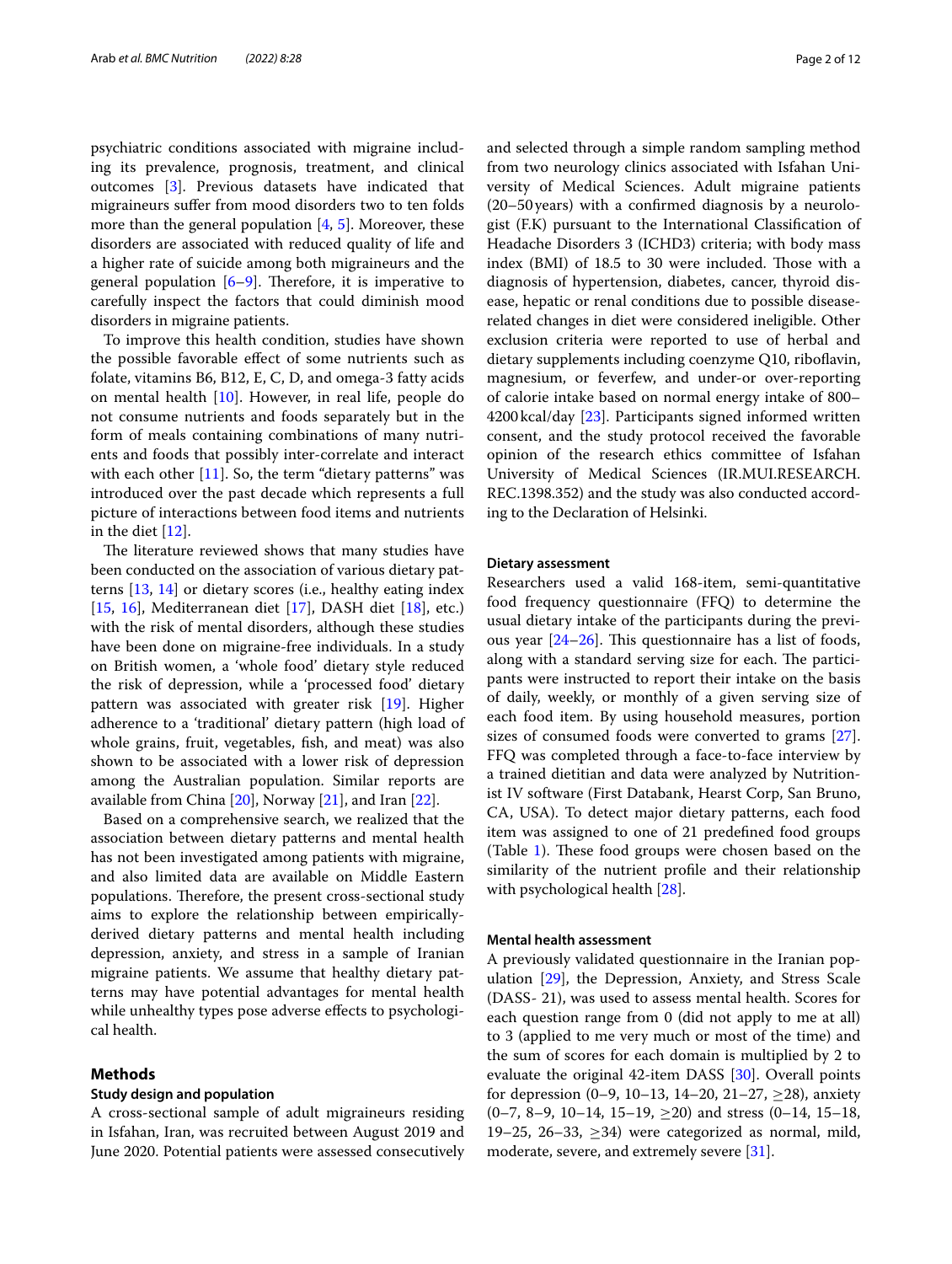psychiatric conditions associated with migraine including its prevalence, prognosis, treatment, and clinical outcomes [3]. Previous datasets have indicated that migraineurs suffer from mood disorders two to ten folds more than the general population [4, 5]. Moreover, these disorders are associated with reduced quality of life and a higher rate of suicide among both migraineurs and the general population [6–9]. Therefore, it is imperative to carefully inspect the factors that could diminish mood disorders in migraine patients.

To improve this health condition, studies have shown the possible favorable effect of some nutrients such as folate, vitamins B6, B12, E, C, D, and omega-3 fatty acids on mental health [10]. However, in real life, people do not consume nutrients and foods separately but in the form of meals containing combinations of many nutrients and foods that possibly inter-correlate and interact with each other [11]. So, the term "dietary patterns" was introduced over the past decade which represents a full picture of interactions between food items and nutrients in the diet [12].

The literature reviewed shows that many studies have been conducted on the association of various dietary patterns [13, 14] or dietary scores (i.e., healthy eating index [15, 16], Mediterranean diet [17], DASH diet [18], etc.) with the risk of mental disorders, although these studies have been done on migraine-free individuals. In a study on British women, a 'whole food' dietary style reduced the risk of depression, while a 'processed food' dietary pattern was associated with greater risk [19]. Higher adherence to a 'traditional' dietary pattern (high load of whole grains, fruit, vegetables, fish, and meat) was also shown to be associated with a lower risk of depression among the Australian population. Similar reports are available from China [20], Norway [21], and Iran [22].

Based on a comprehensive search, we realized that the association between dietary patterns and mental health has not been investigated among patients with migraine, and also limited data are available on Middle Eastern populations. Therefore, the present cross-sectional study aims to explore the relationship between empirically-derived dietary patterns and mental health including depression, anxiety, and stress in a sample of Iranian migraine patients. We assume that healthy dietary patterns may have potential advantages for mental health while unhealthy types pose adverse effects to psychological health.

## Methods

### Study design and population

A cross-sectional sample of adult migraineurs residing in Isfahan, Iran, was recruited between August 2019 and June 2020. Potential patients were assessed consecutively and selected through a simple random sampling method from two neurology clinics associated with Isfahan University of Medical Sciences. Adult migraine patients (20–50 years) with a confirmed diagnosis by a neurologist (F.K) pursuant to the International Classification of Headache Disorders 3 (ICHD3) criteria; with body mass index (BMI) of 18.5 to 30 were included. Those with a diagnosis of hypertension, diabetes, cancer, thyroid disease, hepatic or renal conditions due to possible disease-related changes in diet were considered ineligible. Other exclusion criteria were reported to use of herbal and dietary supplements including coenzyme Q10, riboflavin, magnesium, or feverfew, and under-or over-reporting of calorie intake based on normal energy intake of 800–4200 kcal/day [23]. Participants signed informed written consent, and the study protocol received the favorable opinion of the research ethics committee of Isfahan University of Medical Sciences (IR.MUI.RESEARCH.REC.1398.352) and the study was also conducted according to the Declaration of Helsinki.

### Dietary assessment

Researchers used a valid 168-item, semi-quantitative food frequency questionnaire (FFQ) to determine the usual dietary intake of the participants during the previous year [24–26]. This questionnaire has a list of foods, along with a standard serving size for each. The participants were instructed to report their intake on the basis of daily, weekly, or monthly of a given serving size of each food item. By using household measures, portion sizes of consumed foods were converted to grams [27]. FFQ was completed through a face-to-face interview by a trained dietitian and data were analyzed by Nutritionist IV software (First Databank, Hearst Corp, San Bruno, CA, USA). To detect major dietary patterns, each food item was assigned to one of 21 predefined food groups (Table 1). These food groups were chosen based on the similarity of the nutrient profile and their relationship with psychological health [28].

### Mental health assessment

A previously validated questionnaire in the Iranian population [29], the Depression, Anxiety, and Stress Scale (DASS- 21), was used to assess mental health. Scores for each question range from 0 (did not apply to me at all) to 3 (applied to me very much or most of the time) and the sum of scores for each domain is multiplied by 2 to evaluate the original 42-item DASS [30]. Overall points for depression (0–9, 10–13, 14–20, 21–27, ≥28), anxiety (0–7, 8–9, 10–14, 15–19, ≥20) and stress (0–14, 15–18, 19–25, 26–33, ≥34) were categorized as normal, mild, moderate, severe, and extremely severe [31].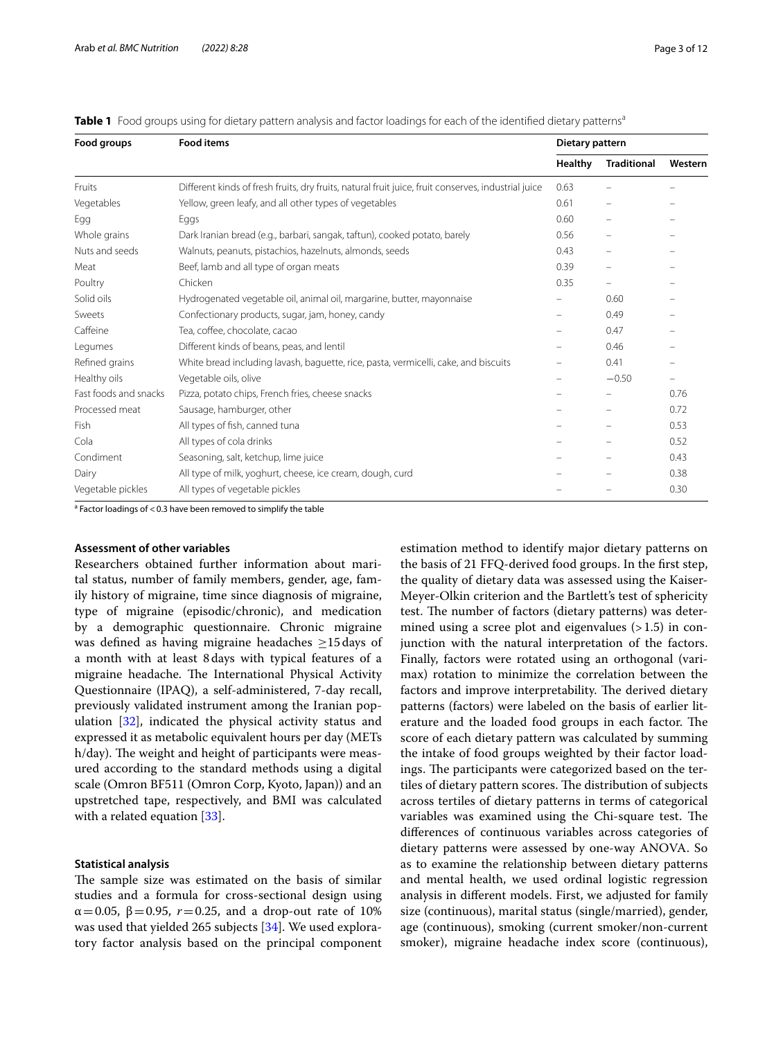**Table 1** Food groups using for dietary pattern analysis and factor loadings for each of the identified dietary patterns[a]

| Food groups | Food items | Dietary pattern | | |
|---|---|---|---|---|
| | | Healthy | Traditional | Western |
| Fruits | Different kinds of fresh fruits, dry fruits, natural fruit juice, fruit conserves, industrial juice | 0.63 | – | – |
| Vegetables | Yellow, green leafy, and all other types of vegetables | 0.61 | – | – |
| Egg | Eggs | 0.60 | – | – |
| Whole grains | Dark Iranian bread (e.g., barbari, sangak, taftun), cooked potato, barely | 0.56 | – | – |
| Nuts and seeds | Walnuts, peanuts, pistachios, hazelnuts, almonds, seeds | 0.43 | – | – |
| Meat | Beef, lamb and all type of organ meats | 0.39 | – | – |
| Poultry | Chicken | 0.35 | – | – |
| Solid oils | Hydrogenated vegetable oil, animal oil, margarine, butter, mayonnaise | – | 0.60 | – |
| Sweets | Confectionary products, sugar, jam, honey, candy | – | 0.49 | – |
| Caffeine | Tea, coffee, chocolate, cacao | – | 0.47 | – |
| Legumes | Different kinds of beans, peas, and lentil | – | 0.46 | – |
| Refined grains | White bread including lavash, baguette, rice, pasta, vermicelli, cake, and biscuits | – | 0.41 | – |
| Healthy oils | Vegetable oils, olive | – | −0.50 | – |
| Fast foods and snacks | Pizza, potato chips, French fries, cheese snacks | – | – | 0.76 |
| Processed meat | Sausage, hamburger, other | – | – | 0.72 |
| Fish | All types of fish, canned tuna | – | – | 0.53 |
| Cola | All types of cola drinks | – | – | 0.52 |
| Condiment | Seasoning, salt, ketchup, lime juice | – | – | 0.43 |
| Dairy | All type of milk, yoghurt, cheese, ice cream, dough, curd | – | – | 0.38 |
| Vegetable pickles | All types of vegetable pickles | – | – | 0.30 |

[a] Factor loadings of < 0.3 have been removed to simplify the table

### Assessment of other variables

Researchers obtained further information about marital status, number of family members, gender, age, family history of migraine, time since diagnosis of migraine, type of migraine (episodic/chronic), and medication by a demographic questionnaire. Chronic migraine was defined as having migraine headaches ≥15 days of a month with at least 8 days with typical features of a migraine headache. The International Physical Activity Questionnaire (IPAQ), a self-administered, 7-day recall, previously validated instrument among the Iranian population [32], indicated the physical activity status and expressed it as metabolic equivalent hours per day (METs h/day). The weight and height of participants were measured according to the standard methods using a digital scale (Omron BF511 (Omron Corp, Kyoto, Japan)) and an upstretched tape, respectively, and BMI was calculated with a related equation [33].

### Statistical analysis

The sample size was estimated on the basis of similar studies and a formula for cross-sectional design using $\alpha = 0.05$, $\beta = 0.95$, $r = 0.25$, and a drop-out rate of 10% was used that yielded 265 subjects [34]. We used exploratory factor analysis based on the principal component estimation method to identify major dietary patterns on the basis of 21 FFQ-derived food groups. In the first step, the quality of dietary data was assessed using the Kaiser-Meyer-Olkin criterion and the Bartlett's test of sphericity test. The number of factors (dietary patterns) was determined using a scree plot and eigenvalues (> 1.5) in conjunction with the natural interpretation of the factors. Finally, factors were rotated using an orthogonal (varimax) rotation to minimize the correlation between the factors and improve interpretability. The derived dietary patterns (factors) were labeled on the basis of earlier literature and the loaded food groups in each factor. The score of each dietary pattern was calculated by summing the intake of food groups weighted by their factor loadings. The participants were categorized based on the tertiles of dietary pattern scores. The distribution of subjects across tertiles of dietary patterns in terms of categorical variables was examined using the Chi-square test. The differences of continuous variables across categories of dietary patterns were assessed by one-way ANOVA. So as to examine the relationship between dietary patterns and mental health, we used ordinal logistic regression analysis in different models. First, we adjusted for family size (continuous), marital status (single/married), gender, age (continuous), smoking (current smoker/non-current smoker), migraine headache index score (continuous),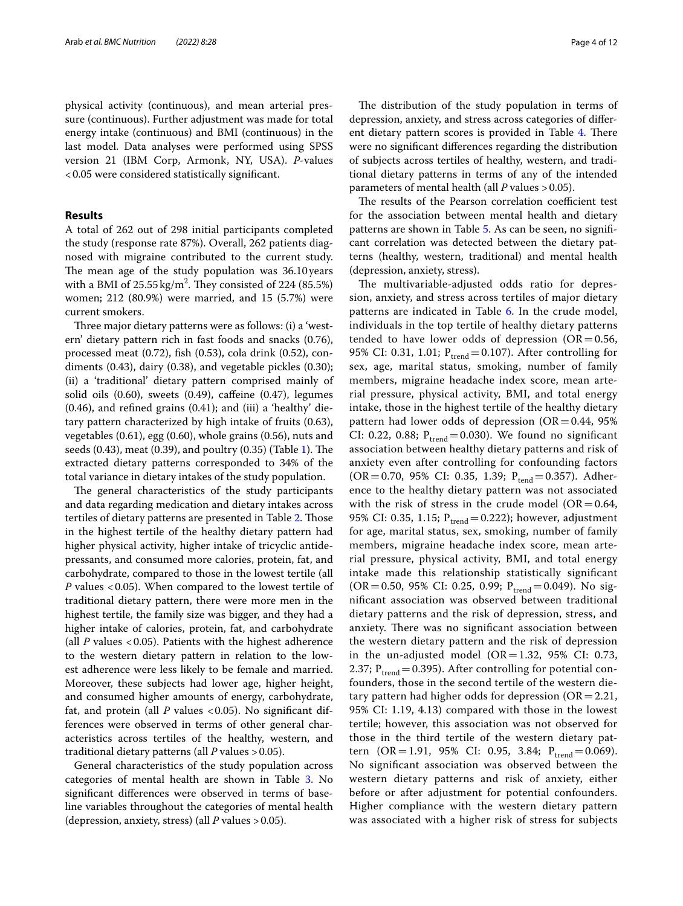physical activity (continuous), and mean arterial pressure (continuous). Further adjustment was made for total energy intake (continuous) and BMI (continuous) in the last model. Data analyses were performed using SPSS version 21 (IBM Corp, Armonk, NY, USA). *P*-values <0.05 were considered statistically significant.

## Results

A total of 262 out of 298 initial participants completed the study (response rate 87%). Overall, 262 patients diagnosed with migraine contributed to the current study. The mean age of the study population was 36.10 years with a BMI of 25.55 kg/m$^2$. They consisted of 224 (85.5%) women; 212 (80.9%) were married, and 15 (5.7%) were current smokers.

Three major dietary patterns were as follows: (i) a 'western' dietary pattern rich in fast foods and snacks (0.76), processed meat (0.72), fish (0.53), cola drink (0.52), condiments (0.43), dairy (0.38), and vegetable pickles (0.30); (ii) a 'traditional' dietary pattern comprised mainly of solid oils (0.60), sweets (0.49), caffeine (0.47), legumes (0.46), and refined grains (0.41); and (iii) a 'healthy' dietary pattern characterized by high intake of fruits (0.63), vegetables (0.61), egg (0.60), whole grains (0.56), nuts and seeds (0.43), meat (0.39), and poultry (0.35) (Table 1). The extracted dietary patterns corresponded to 34% of the total variance in dietary intakes of the study population.

The general characteristics of the study participants and data regarding medication and dietary intakes across tertiles of dietary patterns are presented in Table 2. Those in the highest tertile of the healthy dietary pattern had higher physical activity, higher intake of tricyclic antidepressants, and consumed more calories, protein, fat, and carbohydrate, compared to those in the lowest tertile (all *P* values <0.05). When compared to the lowest tertile of traditional dietary pattern, there were more men in the highest tertile, the family size was bigger, and they had a higher intake of calories, protein, fat, and carbohydrate (all *P* values <0.05). Patients with the highest adherence to the western dietary pattern in relation to the lowest adherence were less likely to be female and married. Moreover, these subjects had lower age, higher height, and consumed higher amounts of energy, carbohydrate, fat, and protein (all *P* values <0.05). No significant differences were observed in terms of other general characteristics across tertiles of the healthy, western, and traditional dietary patterns (all *P* values >0.05).

General characteristics of the study population across categories of mental health are shown in Table 3. No significant differences were observed in terms of baseline variables throughout the categories of mental health (depression, anxiety, stress) (all *P* values >0.05).

The distribution of the study population in terms of depression, anxiety, and stress across categories of different dietary pattern scores is provided in Table 4. There were no significant differences regarding the distribution of subjects across tertiles of healthy, western, and traditional dietary patterns in terms of any of the intended parameters of mental health (all *P* values >0.05).

The results of the Pearson correlation coefficient test for the association between mental health and dietary patterns are shown in Table 5. As can be seen, no significant correlation was detected between the dietary patterns (healthy, western, traditional) and mental health (depression, anxiety, stress).

The multivariable-adjusted odds ratio for depression, anxiety, and stress across tertiles of major dietary patterns are indicated in Table 6. In the crude model, individuals in the top tertile of healthy dietary patterns tended to have lower odds of depression (OR = 0.56, 95% CI: 0.31, 1.01; $P_{trend}$ = 0.107). After controlling for sex, age, marital status, smoking, number of family members, migraine headache index score, mean arterial pressure, physical activity, BMI, and total energy intake, those in the highest tertile of the healthy dietary pattern had lower odds of depression (OR = 0.44, 95% CI: 0.22, 0.88; $P_{trend}$ = 0.030). We found no significant association between healthy dietary patterns and risk of anxiety even after controlling for confounding factors (OR = 0.70, 95% CI: 0.35, 1.39; $P_{tend}$ = 0.357). Adherence to the healthy dietary pattern was not associated with the risk of stress in the crude model (OR = 0.64, 95% CI: 0.35, 1.15; $P_{trend}$ = 0.222); however, adjustment for age, marital status, sex, smoking, number of family members, migraine headache index score, mean arterial pressure, physical activity, BMI, and total energy intake made this relationship statistically significant (OR = 0.50, 95% CI: 0.25, 0.99; $P_{trend}$ = 0.049). No significant association was observed between traditional dietary patterns and the risk of depression, stress, and anxiety. There was no significant association between the western dietary pattern and the risk of depression in the un-adjusted model (OR = 1.32, 95% CI: 0.73, 2.37; $P_{trend}$ = 0.395). After controlling for potential confounders, those in the second tertile of the western dietary pattern had higher odds for depression (OR = 2.21, 95% CI: 1.19, 4.13) compared with those in the lowest tertile; however, this association was not observed for those in the third tertile of the western dietary pattern (OR = 1.91, 95% CI: 0.95, 3.84; $P_{trend}$ = 0.069). No significant association was observed between the western dietary patterns and risk of anxiety, either before or after adjustment for potential confounders. Higher compliance with the western dietary pattern was associated with a higher risk of stress for subjects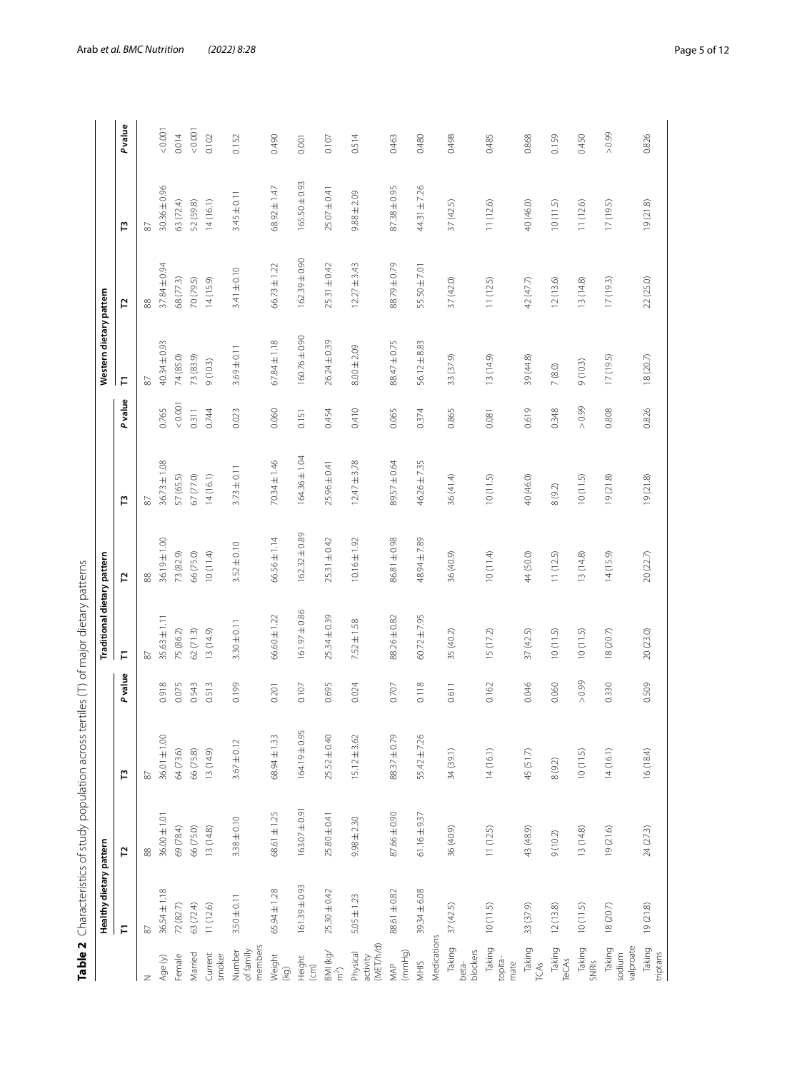**Table 2** Characteristics of study population across tertiles (T) of major dietary patterns

| | Healthy dietary pattern | | | | Traditional dietary pattern | | | | Western dietary pattern | | | |
|---|---|---|---|---|---|---|---|---|---|---|---|---|
| | T1 | T2 | T3 | *P* value | T1 | T2 | T3 | *P* value | T1 | T2 | T3 | *P* value |
| N | 87 | 88 | 87 | | 87 | 88 | 87 | | 87 | 88 | 87 | |
| Age (y) | 36.54 ± 1.18 | 36.00 ± 1.01 | 36.01 ± 1.00 | 0.918 | 35.63 ± 1.11 | 36.19 ± 1.00 | 36.73 ± 1.08 | 0.765 | 40.34 ± 0.93 | 37.84 ± 0.94 | 30.36 ± 0.96 | < 0.001 |
| Female | 72 (82.7) | 69 (78.4) | 64 (73.6) | 0.075 | 75 (86.2) | 73 (82.9) | 57 (65.5) | < 0.001 | 74 (85.0) | 68 (77.3) | 63 (72.4) | 0.014 |
| Married | 63 (72.4) | 66 (75.0) | 66 (75.8) | 0.543 | 62 (71.3) | 66 (75.0) | 67 (77.0) | 0.311 | 73 (83.9) | 70 (79.5) | 52 (59.8) | < 0.001 |
| Current smoker | 11 (12.6) | 13 (14.8) | 13 (14.9) | 0.513 | 13 (14.9) | 10 (11.4) | 14 (16.1) | 0.744 | 9 (10.3) | 14 (15.9) | 14 (16.1) | 0.102 |
| Number of family members | 3.50 ± 0.11 | 3.38 ± 0.10 | 3.67 ± 0.12 | 0.199 | 3.30 ± 0.11 | 3.52 ± 0.10 | 3.73 ± 0.11 | 0.023 | 3.69 ± 0.11 | 3.41 ± 0.10 | 3.45 ± 0.11 | 0.152 |
| Weight (kg) | 65.94 ± 1.28 | 68.61 ± 1.25 | 68.94 ± 1.33 | 0.201 | 66.60 ± 1.22 | 66.56 ± 1.14 | 70.34 ± 1.46 | 0.060 | 67.84 ± 1.18 | 66.73 ± 1.22 | 68.92 ± 1.47 | 0.490 |
| Height (cm) | 161.39 ± 0.93 | 163.07 ± 0.91 | 164.19 ± 0.95 | 0.107 | 161.97 ± 0.86 | 162.32 ± 0.89 | 164.36 ± 1.04 | 0.151 | 160.76 ± 0.90 | 162.39 ± 0.90 | 165.50 ± 0.93 | 0.001 |
| BMI (kg/m²) | 25.30 ± 0.42 | 25.80 ± 0.41 | 25.52 ± 0.40 | 0.695 | 25.34 ± 0.39 | 25.31 ± 0.42 | 25.96 ± 0.41 | 0.454 | 26.24 ± 0.39 | 25.31 ± 0.42 | 25.07 ± 0.41 | 0.107 |
| Physical activity (MET/h/d) | 5.05 ± 1.23 | 9.98 ± 2.30 | 15.12 ± 3.62 | 0.024 | 7.52 ± 1.58 | 10.16 ± 1.92 | 12.47 ± 3.78 | 0.410 | 8.00 ± 2.09 | 12.27 ± 3.43 | 9.88 ± 2.09 | 0.514 |
| MAP (mmHg) | 88.61 ± 0.82 | 87.66 ± 0.90 | 88.37 ± 0.79 | 0.707 | 88.26 ± 0.82 | 86.81 ± 0.98 | 89.57 ± 0.64 | 0.065 | 88.47 ± 0.75 | 88.79 ± 0.79 | 87.38 ± 0.95 | 0.463 |
| MHIS | 39.34 ± 6.08 | 61.16 ± 9.37 | 55.42 ± 7.26 | 0.118 | 60.72 ± 7.95 | 48.94 ± 7.89 | 46.26 ± 7.35 | 0.374 | 56.12 ± 8.83 | 55.50 ± 7.01 | 44.31 ± 7.26 | 0.480 |
| Medications | | | | | | | | | | | | |
| Taking beta-blockers | 37 (42.5) | 36 (40.9) | 34 (39.1) | 0.611 | 35 (40.2) | 36 (40.9) | 36 (41.4) | 0.865 | 33 (37.9) | 37 (42.0) | 37 (42.5) | 0.498 |
| Taking topiramate | 10 (11.5) | 11 (12.5) | 14 (16.1) | 0.162 | 15 (17.2) | 10 (11.4) | 10 (11.5) | 0.081 | 13 (14.9) | 11 (12.5) | 11 (12.6) | 0.485 |
| Taking TCAs | 33 (37.9) | 43 (48.9) | 45 (51.7) | 0.046 | 37 (42.5) | 44 (50.0) | 40 (46.0) | 0.619 | 39 (44.8) | 42 (47.7) | 40 (46.0) | 0.868 |
| Taking TeCAs | 12 (13.8) | 9 (10.2) | 8 (9.2) | 0.060 | 10 (11.5) | 11 (12.5) | 8 (9.2) | 0.348 | 7 (8.0) | 12 (13.6) | 10 (11.5) | 0.159 |
| Taking SNRIs | 10 (11.5) | 13 (14.8) | 10 (11.5) | > 0.99 | 10 (11.5) | 13 (14.8) | 10 (11.5) | > 0.99 | 9 (10.3) | 13 (14.8) | 11 (12.6) | 0.450 |
| Taking sodium valproate | 18 (20.7) | 19 (21.6) | 14 (16.1) | 0.330 | 18 (20.7) | 14 (15.9) | 19 (21.8) | 0.808 | 17 (19.5) | 17 (19.3) | 17 (19.5) | > 0.99 |
| Taking triptans | 19 (21.8) | 24 (27.3) | 16 (18.4) | 0.509 | 20 (23.0) | 20 (22.7) | 19 (21.8) | 0.826 | 18 (20.7) | 22 (25.0) | 19 (21.8) | 0.826 |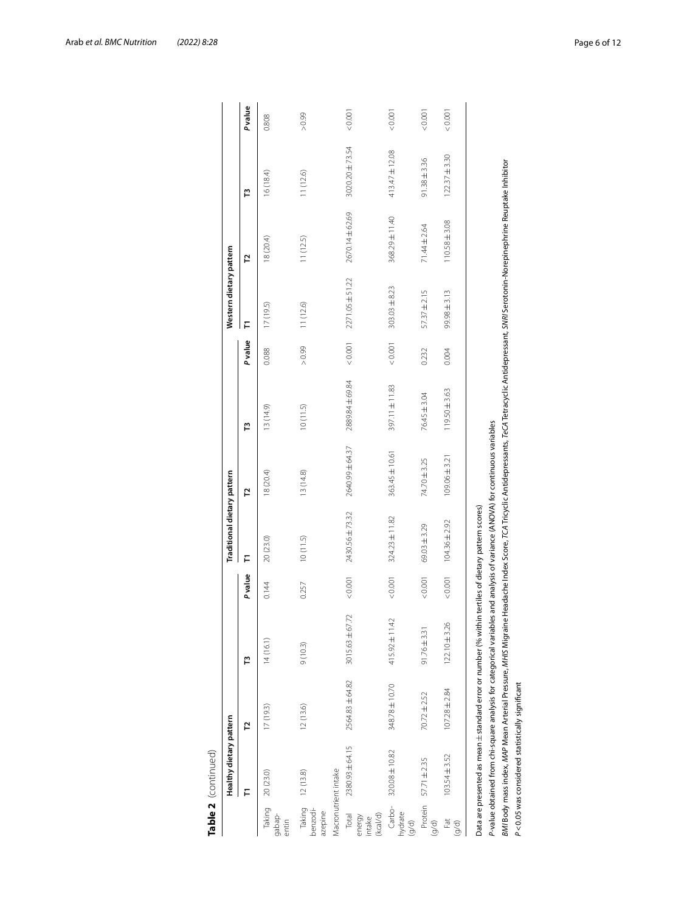**Table 2** (continued)

| | Healthy dietary pattern | | | | Traditional dietary pattern | | | | Western dietary pattern | | | |
|---|---|---|---|---|---|---|---|---|---|---|---|---|
| | T1 | T2 | T3 | *P* value | T1 | T2 | T3 | *P* value | T1 | T2 | T3 | *P* value |
| Taking gabapentin | 20 (23.0) | 17 (19.3) | 14 (16.1) | 0.144 | 20 (23.0) | 18 (20.4) | 13 (14.9) | 0.088 | 17 (19.5) | 18 (20.4) | 16 (18.4) | 0.808 |
| Taking benzodiazepine | 12 (13.8) | 12 (13.6) | 9 (10.3) | 0.257 | 10 (11.5) | 13 (14.8) | 10 (11.5) | > 0.99 | 11 (12.6) | 11 (12.5) | 11 (12.6) | > 0.99 |
| Macronutrient intake | | | | | | | | | | | | |
| Total energy intake (kcal/d) | 2380.93 ± 64.15 | 2564.83 ± 64.82 | 3015.63 ± 67.72 | < 0.001 | 2430.56 ± 73.32 | 2640.99 ± 64.37 | 2889.84 ± 69.84 | < 0.001 | 2271.05 ± 51.22 | 2670.14 ± 62.69 | 3020.20 ± 73.54 | < 0.001 |
| Carbohydrate (g/d) | 320.08 ± 10.82 | 348.78 ± 10.70 | 415.92 ± 11.42 | < 0.001 | 324.23 ± 11.82 | 363.45 ± 10.61 | 397.11 ± 11.83 | < 0.001 | 303.03 ± 8.23 | 368.29 ± 11.40 | 413.47 ± 12.08 | < 0.001 |
| Protein (g/d) | 57.71 ± 2.35 | 70.72 ± 2.52 | 91.76 ± 3.31 | < 0.001 | 69.03 ± 3.29 | 74.70 ± 3.25 | 76.45 ± 3.04 | 0.232 | 57.37 ± 2.15 | 71.44 ± 2.64 | 91.38 ± 3.36 | < 0.001 |
| Fat (g/d) | 103.54 ± 3.52 | 107.28 ± 2.84 | 122.10 ± 3.26 | < 0.001 | 104.36 ± 2.92 | 109.06 ± 3.21 | 119.50 ± 3.63 | 0.004 | 99.98 ± 3.13 | 110.58 ± 3.08 | 122.37 ± 3.30 | < 0.001 |

Data are presented as mean ± standard error or number (% within tertiles of dietary pattern scores)

*P*-value obtained from chi-square analysis for categorical variables and analysis of variance (ANOVA) for continuous variables

*BMI* Body mass index, *MAP* Mean Arterial Pressure, *MHIS* Migraine Headache Index Score, *TCA* Tricyclic Antidepressants, *TeCA* Tetracyclic Antidepressant, *SNRI* Serotonin-Norepinephrine Reuptake Inhibitor

*P* < 0.05 was considered statistically significant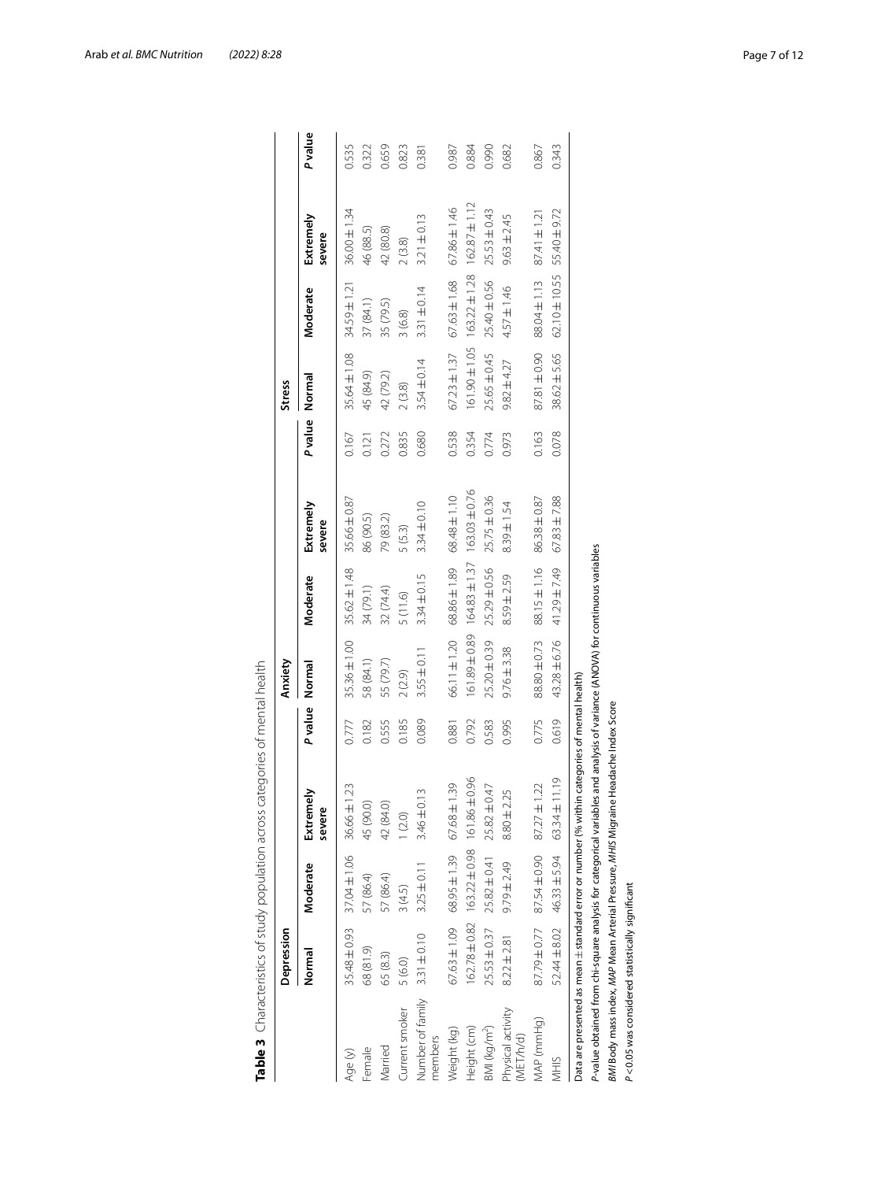**Table 3** Characteristics of study population across categories of mental health

| | Depression | | | | Anxiety | | | | Stress | | | |
|---|---|---|---|---|---|---|---|---|---|---|---|---|
| | Normal | Moderate | Extremely severe | *P* value | Normal | Moderate | Extremely severe | *P* value | Normal | Moderate | Extremely severe | *P* value |
| Age (y) | 35.48 ± 0.93 | 37.04 ± 1.06 | 36.66 ± 1.23 | 0.777 | 35.36 ± 1.00 | 35.62 ± 1.48 | 35.66 ± 0.87 | 0.167 | 35.64 ± 1.08 | 34.59 ± 1.21 | 36.00 ± 1.34 | 0.535 |
| Female | 68 (81.9) | 57 (86.4) | 45 (90.0) | 0.182 | 58 (84.1) | 34 (79.1) | 86 (90.5) | 0.121 | 45 (84.9) | 37 (84.1) | 46 (88.5) | 0.322 |
| Married | 65 (8.3) | 57 (86.4) | 42 (84.0) | 0.555 | 55 (79.7) | 32 (74.4) | 79 (83.2) | 0.272 | 42 (79.2) | 35 (79.5) | 42 (80.8) | 0.659 |
| Current smoker | 5 (6.0) | 3 (4.5) | 1 (2.0) | 0.185 | 2 (2.9) | 5 (11.6) | 5 (5.3) | 0.835 | 2 (3.8) | 3 (6.8) | 2 (3.8) | 0.823 |
| Number of family members | 3.31 ± 0.10 | 3.25 ± 0.11 | 3.46 ± 0.13 | 0.089 | 3.55 ± 0.11 | 3.34 ± 0.15 | 3.34 ± 0.10 | 0.680 | 3.54 ± 0.14 | 3.31 ± 0.14 | 3.21 ± 0.13 | 0.381 |
| Weight (kg) | 67.63 ± 1.09 | 68.95 ± 1.39 | 67.68 ± 1.39 | 0.881 | 66.11 ± 1.20 | 68.86 ± 1.89 | 68.48 ± 1.10 | 0.538 | 67.23 ± 1.37 | 67.63 ± 1.68 | 67.86 ± 1.46 | 0.987 |
| Height (cm) | 162.78 ± 0.82 | 163.22 ± 0.98 | 161.86 ± 0.96 | 0.792 | 161.89 ± 0.89 | 164.83 ± 1.37 | 163.03 ± 0.76 | 0.354 | 161.90 ± 1.05 | 163.22 ± 1.28 | 162.87 ± 1.12 | 0.884 |
| BMI (kg/m$^2$) | 25.53 ± 0.37 | 25.82 ± 0.41 | 25.82 ± 0.47 | 0.583 | 25.20 ± 0.39 | 25.29 ± 0.56 | 25.75 ± 0.36 | 0.774 | 25.65 ± 0.45 | 25.40 ± 0.56 | 25.53 ± 0.43 | 0.990 |
| Physical activity (MET/h/d) | 8.22 ± 2.81 | 9.79 ± 2.49 | 8.80 ± 2.25 | 0.995 | 9.76 ± 3.38 | 8.59 ± 2.59 | 8.39 ± 1.54 | 0.973 | 9.82 ± 4.27 | 4.57 ± 1.46 | 9.63 ± 2.45 | 0.682 |
| MAP (mmHg) | 87.79 ± 0.77 | 87.54 ± 0.90 | 87.27 ± 1.22 | 0.775 | 88.80 ± 0.73 | 88.15 ± 1.16 | 86.38 ± 0.87 | 0.163 | 87.81 ± 0.90 | 88.04 ± 1.13 | 87.41 ± 1.21 | 0.867 |
| MHIS | 52.44 ± 8.02 | 46.33 ± 5.94 | 63.34 ± 11.19 | 0.619 | 43.28 ± 6.76 | 41.29 ± 7.49 | 67.83 ± 7.88 | 0.078 | 38.62 ± 5.65 | 62.10 ± 10.55 | 55.40 ± 9.72 | 0.343 |

Data are presented as mean ± standard error or number (% within categories of mental health)

*P*-value obtained from chi-square analysis for categorical variables and analysis of variance (ANOVA) for continuous variables

*BMI* Body mass index, *MAP* Mean Arterial Pressure, *MHIS* Migraine Headache Index Score

*P* < 0.05 was considered statistically significant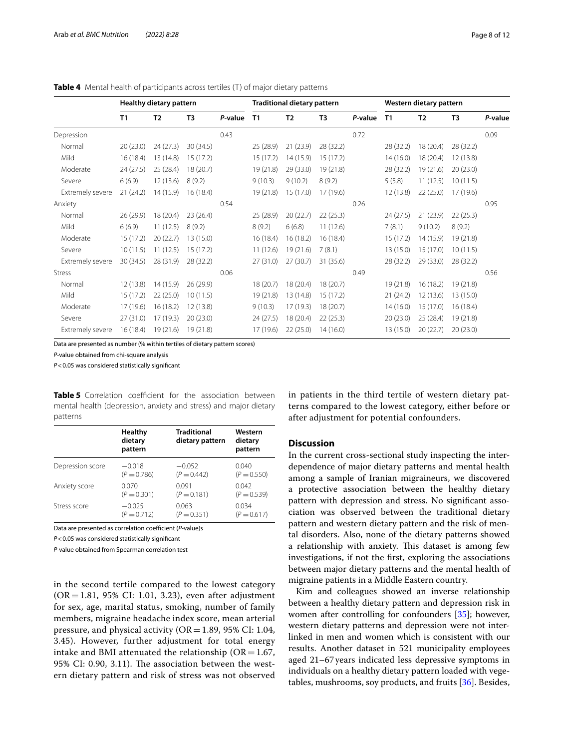**Table 4** Mental health of participants across tertiles (T) of major dietary patterns

| | Healthy dietary pattern | | | | Traditional dietary pattern | | | | Western dietary pattern | | | |
|---|---|---|---|---|---|---|---|---|---|---|---|---|
| | T1 | T2 | T3 | *P*-value | T1 | T2 | T3 | *P*-value | T1 | T2 | T3 | *P*-value |
| Depression | | | | 0.43 | | | | 0.72 | | | | 0.09 |
| Normal | 20 (23.0) | 24 (27.3) | 30 (34.5) | | 25 (28.9) | 21 (23.9) | 28 (32.2) | | 28 (32.2) | 18 (20.4) | 28 (32.2) | |
| Mild | 16 (18.4) | 13 (14.8) | 15 (17.2) | | 15 (17.2) | 14 (15.9) | 15 (17.2) | | 14 (16.0) | 18 (20.4) | 12 (13.8) | |
| Moderate | 24 (27.5) | 25 (28.4) | 18 (20.7) | | 19 (21.8) | 29 (33.0) | 19 (21.8) | | 28 (32.2) | 19 (21.6) | 20 (23.0) | |
| Severe | 6 (6.9) | 12 (13.6) | 8 (9.2) | | 9 (10.3) | 9 (10.2) | 8 (9.2) | | 5 (5.8) | 11 (12.5) | 10 (11.5) | |
| Extremely severe | 21 (24.2) | 14 (15.9) | 16 (18.4) | | 19 (21.8) | 15 (17.0) | 17 (19.6) | | 12 (13.8) | 22 (25.0) | 17 (19.6) | |
| Anxiety | | | | 0.54 | | | | 0.26 | | | | 0.95 |
| Normal | 26 (29.9) | 18 (20.4) | 23 (26.4) | | 25 (28.9) | 20 (22.7) | 22 (25.3) | | 24 (27.5) | 21 (23.9) | 22 (25.3) | |
| Mild | 6 (6.9) | 11 (12.5) | 8 (9.2) | | 8 (9.2) | 6 (6.8) | 11 (12.6) | | 7 (8.1) | 9 (10.2) | 8 (9.2) | |
| Moderate | 15 (17.2) | 20 (22.7) | 13 (15.0) | | 16 (18.4) | 16 (18.2) | 16 (18.4) | | 15 (17.2) | 14 (15.9) | 19 (21.8) | |
| Severe | 10 (11.5) | 11 (12.5) | 15 (17.2) | | 11 (12.6) | 19 (21.6) | 7 (8.1) | | 13 (15.0) | 15 (17.0) | 10 (11.5) | |
| Extremely severe | 30 (34.5) | 28 (31.9) | 28 (32.2) | | 27 (31.0) | 27 (30.7) | 31 (35.6) | | 28 (32.2) | 29 (33.0) | 28 (32.2) | |
| Stress | | | | 0.06 | | | | 0.49 | | | | 0.56 |
| Normal | 12 (13.8) | 14 (15.9) | 26 (29.9) | | 18 (20.7) | 18 (20.4) | 18 (20.7) | | 19 (21.8) | 16 (18.2) | 19 (21.8) | |
| Mild | 15 (17.2) | 22 (25.0) | 10 (11.5) | | 19 (21.8) | 13 (14.8) | 15 (17.2) | | 21 (24.2) | 12 (13.6) | 13 (15.0) | |
| Moderate | 17 (19.6) | 16 (18.2) | 12 (13.8) | | 9 (10.3) | 17 (19.3) | 18 (20.7) | | 14 (16.0) | 15 (17.0) | 16 (18.4) | |
| Severe | 27 (31.0) | 17 (19.3) | 20 (23.0) | | 24 (27.5) | 18 (20.4) | 22 (25.3) | | 20 (23.0) | 25 (28.4) | 19 (21.8) | |
| Extremely severe | 16 (18.4) | 19 (21.6) | 19 (21.8) | | 17 (19.6) | 22 (25.0) | 14 (16.0) | | 13 (15.0) | 20 (22.7) | 20 (23.0) | |

Data are presented as number (% within tertiles of dietary pattern scores)

*P*-value obtained from chi-square analysis

$P < 0.05$ was considered statistically significant

**Table 5** Correlation coefficient for the association between mental health (depression, anxiety and stress) and major dietary patterns

| | Healthy dietary pattern | Traditional dietary pattern | Western dietary pattern |
|---|---|---|---|
| Depression score | −0.018 ($P = 0.786$) | −0.052 ($P = 0.442$) | 0.040 ($P = 0.550$) |
| Anxiety score | 0.070 ($P = 0.301$) | 0.091 ($P = 0.181$) | 0.042 ($P = 0.539$) |
| Stress score | −0.025 ($P = 0.712$) | 0.063 ($P = 0.351$) | 0.034 ($P = 0.617$) |

Data are presented as correlation coefficient (*P*-value)s

$P < 0.05$ was considered statistically significant

*P*-value obtained from Spearman correlation test

in the second tertile compared to the lowest category (OR = 1.81, 95% CI: 1.01, 3.23), even after adjustment for sex, age, marital status, smoking, number of family members, migraine headache index score, mean arterial pressure, and physical activity (OR = 1.89, 95% CI: 1.04, 3.45). However, further adjustment for total energy intake and BMI attenuated the relationship (OR = 1.67, 95% CI: 0.90, 3.11). The association between the western dietary pattern and risk of stress was not observed in patients in the third tertile of western dietary patterns compared to the lowest category, either before or after adjustment for potential confounders.

## Discussion

In the current cross-sectional study inspecting the interdependence of major dietary patterns and mental health among a sample of Iranian migraineurs, we discovered a protective association between the healthy dietary pattern with depression and stress. No significant association was observed between the traditional dietary pattern and western dietary pattern and the risk of mental disorders. Also, none of the dietary patterns showed a relationship with anxiety. This dataset is among few investigations, if not the first, exploring the associations between major dietary patterns and the mental health of migraine patients in a Middle Eastern country.

Kim and colleagues showed an inverse relationship between a healthy dietary pattern and depression risk in women after controlling for confounders [35]; however, western dietary patterns and depression were not interlinked in men and women which is consistent with our results. Another dataset in 521 municipality employees aged 21–67 years indicated less depressive symptoms in individuals on a healthy dietary pattern loaded with vegetables, mushrooms, soy products, and fruits [36]. Besides,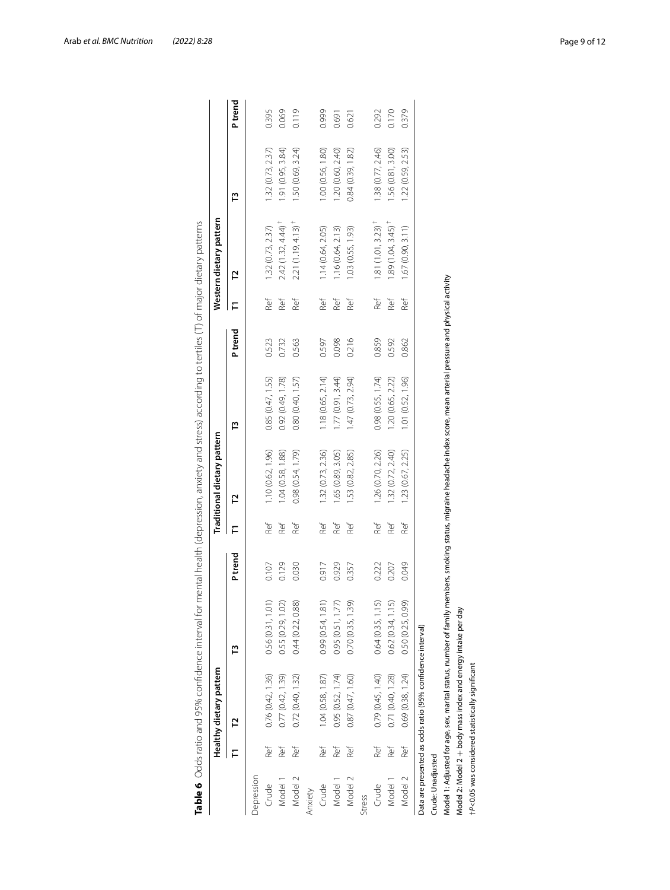**Table 6** Odds ratio and 95% confidence interval for mental health (depression, anxiety and stress) according to tertiles (T) of major dietary patterns

| | Healthy dietary pattern | | | | Traditional dietary pattern | | | | Western dietary pattern | | | |
|---|---|---|---|---|---|---|---|---|---|---|---|---|
| | T1 | T2 | T3 | P trend | T1 | T2 | T3 | P trend | T1 | T2 | T3 | P trend |
| Depression | | | | | | | | | | | | |
| Crude | Ref | 0.76 (0.42, 1.36) | 0.56 (0.31, 1.01) | 0.107 | Ref | 1.10 (0.62, 1.96) | 0.85 (0.47, 1.55) | 0.523 | Ref | 1.32 (0.73, 2.37) | 1.32 (0.73, 2.37) | 0.395 |
| Model 1 | Ref | 0.77 (0.42, 1.39) | 0.55 (0.29, 1.02) | 0.129 | Ref | 1.04 (0.58, 1.88) | 0.92 (0.49, 1.78) | 0.732 | Ref | 2.42 (1.32, 4.44)† | 1.91 (0.95, 3.84) | 0.069 |
| Model 2 | Ref | 0.72 (0.40, 1.32) | 0.44 (0.22, 0.88) | 0.030 | Ref | 0.98 (0.54, 1.79) | 0.80 (0.40, 1.57) | 0.563 | Ref | 2.21 (1.19, 4.13)† | 1.50 (0.69, 3.24) | 0.119 |
| Anxiety | | | | | | | | | | | | |
| Crude | Ref | 1.04 (0.58, 1.87) | 0.99 (0.54, 1.81) | 0.917 | Ref | 1.32 (0.73, 2.36) | 1.18 (0.65, 2.14) | 0.597 | Ref | 1.14 (0.64, 2.05) | 1.00 (0.56, 1.80) | 0.999 |
| Model 1 | Ref | 0.95 (0.52, 1.74) | 0.95 (0.51, 1.77) | 0.929 | Ref | 1.65 (0.89, 3.05) | 1.77 (0.91, 3.44) | 0.098 | Ref | 1.16 (0.64, 2.13) | 1.20 (0.60, 2.40) | 0.691 |
| Model 2 | Ref | 0.87 (0.47, 1.60) | 0.70 (0.35, 1.39) | 0.357 | Ref | 1.53 (0.82, 2.85) | 1.47 (0.73, 2.94) | 0.216 | Ref | 1.03 (0.55, 1.93) | 0.84 (0.39, 1.82) | 0.621 |
| Stress | | | | | | | | | | | | |
| Crude | Ref | 0.79 (0.45, 1.40) | 0.64 (0.35, 1.15) | 0.222 | Ref | 1.26 (0.70, 2.26) | 0.98 (0.55, 1.74) | 0.859 | Ref | 1.81 (1.01, 3.23)† | 1.38 (0.77, 2.46) | 0.292 |
| Model 1 | Ref | 0.71 (0.40, 1.28) | 0.62 (0.34, 1.15) | 0.207 | Ref | 1.32 (0.72, 2.40) | 1.20 (0.65, 2.22) | 0.592 | Ref | 1.89 (1.04, 3.45)† | 1.56 (0.81, 3.00) | 0.170 |
| Model 2 | Ref | 0.69 (0.38, 1.24) | 0.50 (0.25, 0.99) | 0.049 | Ref | 1.23 (0.67, 2.25) | 1.01 (0.52, 1.96) | 0.862 | Ref | 1.67 (0.90, 3.11) | 1.22 (0.59, 2.53) | 0.379 |

Data are presented as odds ratio (95% confidence interval)

Crude: Unadjusted

Model 1: Adjusted for age, sex, marital status, number of family members, smoking status, migraine headache index score, mean arterial pressure and physical activity

Model 2: Model 2 + body mass index and energy intake per day

†$P<0.05$ was considered statistically significant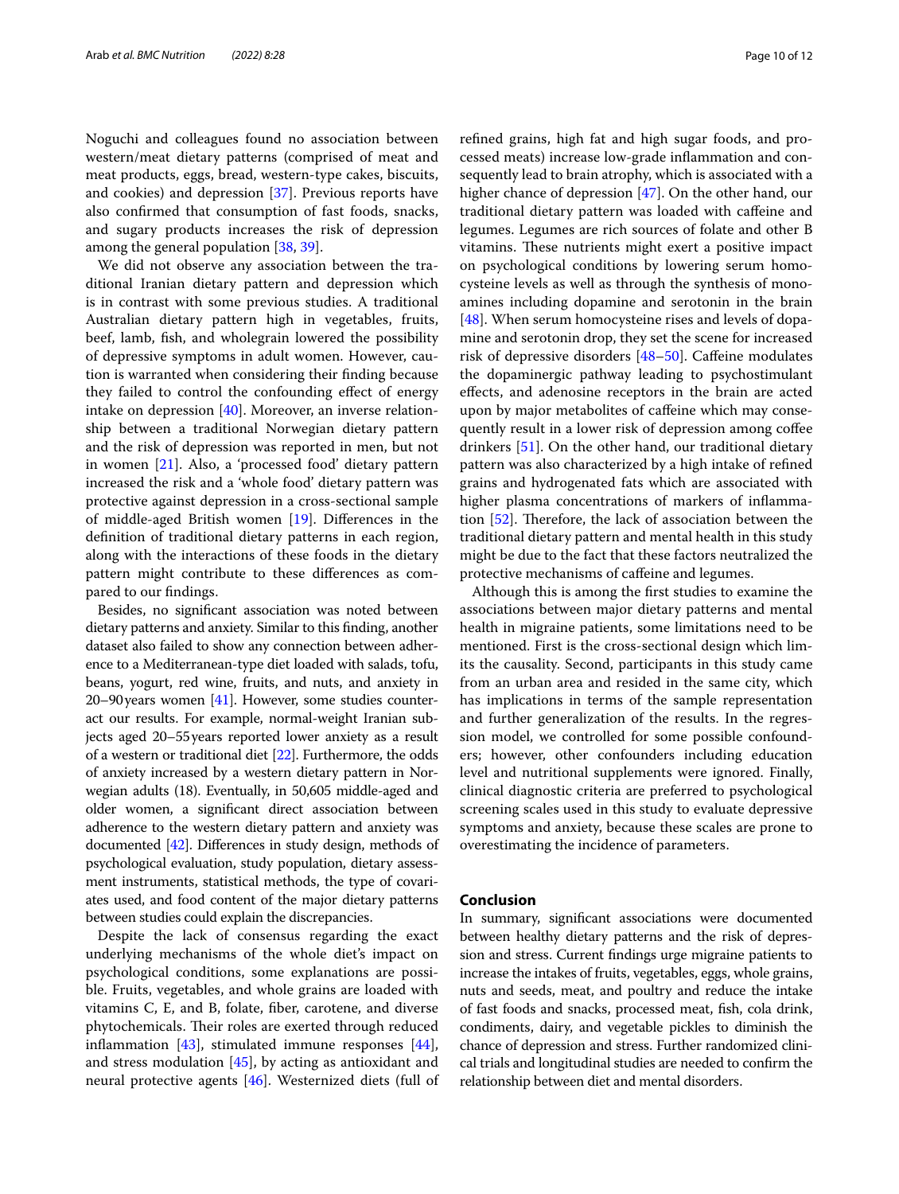Noguchi and colleagues found no association between western/meat dietary patterns (comprised of meat and meat products, eggs, bread, western-type cakes, biscuits, and cookies) and depression [37]. Previous reports have also confirmed that consumption of fast foods, snacks, and sugary products increases the risk of depression among the general population [38, 39].

We did not observe any association between the traditional Iranian dietary pattern and depression which is in contrast with some previous studies. A traditional Australian dietary pattern high in vegetables, fruits, beef, lamb, fish, and wholegrain lowered the possibility of depressive symptoms in adult women. However, caution is warranted when considering their finding because they failed to control the confounding effect of energy intake on depression [40]. Moreover, an inverse relationship between a traditional Norwegian dietary pattern and the risk of depression was reported in men, but not in women [21]. Also, a 'processed food' dietary pattern increased the risk and a 'whole food' dietary pattern was protective against depression in a cross-sectional sample of middle-aged British women [19]. Differences in the definition of traditional dietary patterns in each region, along with the interactions of these foods in the dietary pattern might contribute to these differences as compared to our findings.

Besides, no significant association was noted between dietary patterns and anxiety. Similar to this finding, another dataset also failed to show any connection between adherence to a Mediterranean-type diet loaded with salads, tofu, beans, yogurt, red wine, fruits, and nuts, and anxiety in 20–90 years women [41]. However, some studies counteract our results. For example, normal-weight Iranian subjects aged 20–55 years reported lower anxiety as a result of a western or traditional diet [22]. Furthermore, the odds of anxiety increased by a western dietary pattern in Norwegian adults (18). Eventually, in 50,605 middle-aged and older women, a significant direct association between adherence to the western dietary pattern and anxiety was documented [42]. Differences in study design, methods of psychological evaluation, study population, dietary assessment instruments, statistical methods, the type of covariates used, and food content of the major dietary patterns between studies could explain the discrepancies.

Despite the lack of consensus regarding the exact underlying mechanisms of the whole diet's impact on psychological conditions, some explanations are possible. Fruits, vegetables, and whole grains are loaded with vitamins C, E, and B, folate, fiber, carotene, and diverse phytochemicals. Their roles are exerted through reduced inflammation [43], stimulated immune responses [44], and stress modulation [45], by acting as antioxidant and neural protective agents [46]. Westernized diets (full of refined grains, high fat and high sugar foods, and processed meats) increase low-grade inflammation and consequently lead to brain atrophy, which is associated with a higher chance of depression [47]. On the other hand, our traditional dietary pattern was loaded with caffeine and legumes. Legumes are rich sources of folate and other B vitamins. These nutrients might exert a positive impact on psychological conditions by lowering serum homocysteine levels as well as through the synthesis of monoamines including dopamine and serotonin in the brain [48]. When serum homocysteine rises and levels of dopamine and serotonin drop, they set the scene for increased risk of depressive disorders [48–50]. Caffeine modulates the dopaminergic pathway leading to psychostimulant effects, and adenosine receptors in the brain are acted upon by major metabolites of caffeine which may consequently result in a lower risk of depression among coffee drinkers [51]. On the other hand, our traditional dietary pattern was also characterized by a high intake of refined grains and hydrogenated fats which are associated with higher plasma concentrations of markers of inflammation [52]. Therefore, the lack of association between the traditional dietary pattern and mental health in this study might be due to the fact that these factors neutralized the protective mechanisms of caffeine and legumes.

Although this is among the first studies to examine the associations between major dietary patterns and mental health in migraine patients, some limitations need to be mentioned. First is the cross-sectional design which limits the causality. Second, participants in this study came from an urban area and resided in the same city, which has implications in terms of the sample representation and further generalization of the results. In the regression model, we controlled for some possible confounders; however, other confounders including education level and nutritional supplements were ignored. Finally, clinical diagnostic criteria are preferred to psychological screening scales used in this study to evaluate depressive symptoms and anxiety, because these scales are prone to overestimating the incidence of parameters.

## Conclusion

In summary, significant associations were documented between healthy dietary patterns and the risk of depression and stress. Current findings urge migraine patients to increase the intakes of fruits, vegetables, eggs, whole grains, nuts and seeds, meat, and poultry and reduce the intake of fast foods and snacks, processed meat, fish, cola drink, condiments, dairy, and vegetable pickles to diminish the chance of depression and stress. Further randomized clinical trials and longitudinal studies are needed to confirm the relationship between diet and mental disorders.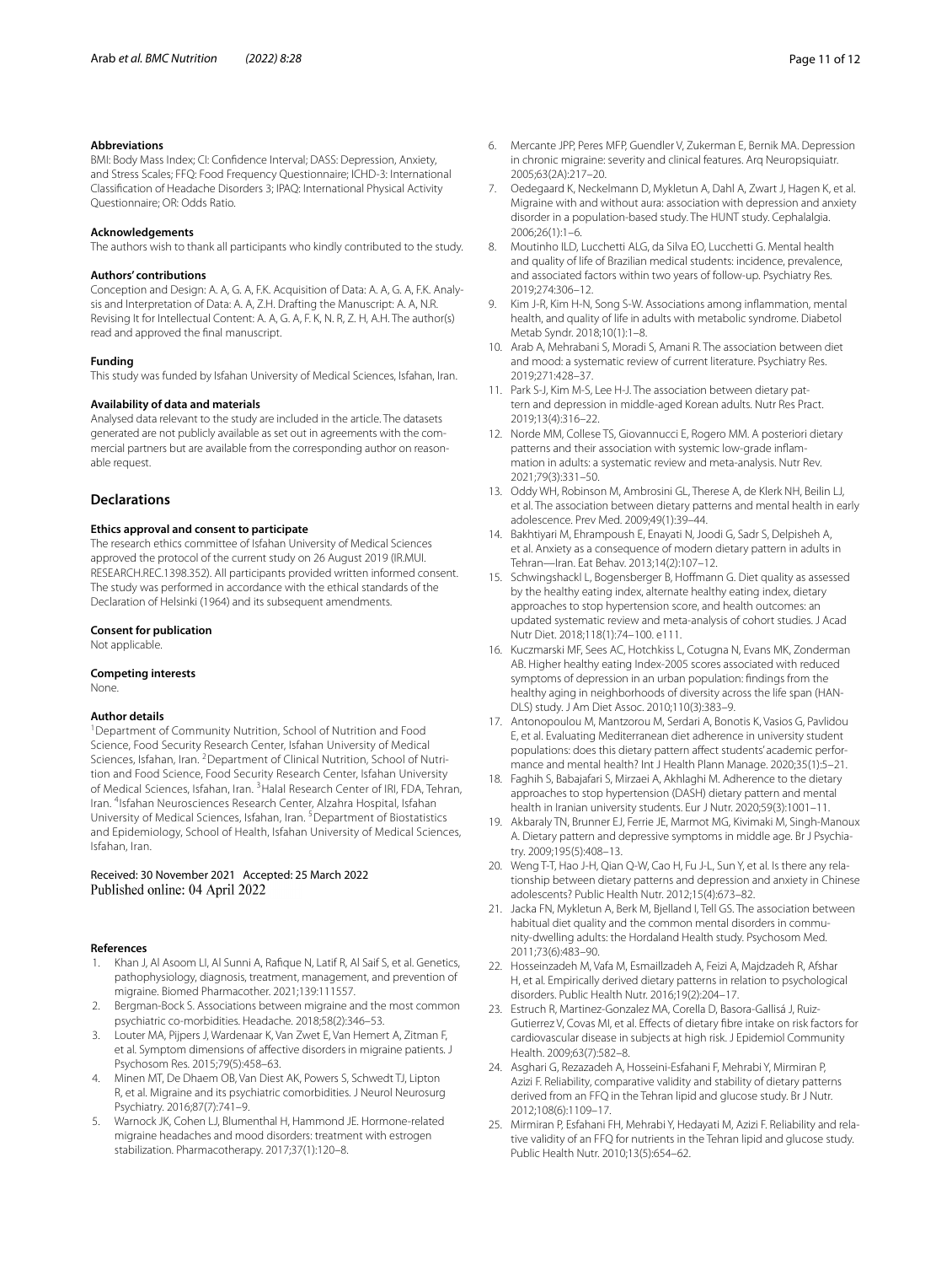**Abbreviations**

BMI: Body Mass Index; CI: Confidence Interval; DASS: Depression, Anxiety, and Stress Scales; FFQ: Food Frequency Questionnaire; ICHD-3: International Classification of Headache Disorders 3; IPAQ: International Physical Activity Questionnaire; OR: Odds Ratio.

**Acknowledgements**

The authors wish to thank all participants who kindly contributed to the study.

**Authors' contributions**

Conception and Design: A. A, G. A, F.K. Acquisition of Data: A. A, G. A, F.K. Analysis and Interpretation of Data: A. A, Z.H. Drafting the Manuscript: A. A, N.R. Revising It for Intellectual Content: A. A, G. A, F. K, N. R, Z. H, A.H. The author(s) read and approved the final manuscript.

**Funding**

This study was funded by Isfahan University of Medical Sciences, Isfahan, Iran.

**Availability of data and materials**

Analysed data relevant to the study are included in the article. The datasets generated are not publicly available as set out in agreements with the commercial partners but are available from the corresponding author on reasonable request.

## Declarations

**Ethics approval and consent to participate**

The research ethics committee of Isfahan University of Medical Sciences approved the protocol of the current study on 26 August 2019 (IR.MUI.RESEARCH.REC.1398.352). All participants provided written informed consent. The study was performed in accordance with the ethical standards of the Declaration of Helsinki (1964) and its subsequent amendments.

**Consent for publication**

Not applicable.

**Competing interests**

None.

**Author details**

[1]Department of Community Nutrition, School of Nutrition and Food Science, Food Security Research Center, Isfahan University of Medical Sciences, Isfahan, Iran. [2]Department of Clinical Nutrition, School of Nutrition and Food Science, Food Security Research Center, Isfahan University of Medical Sciences, Isfahan, Iran. [3]Halal Research Center of IRI, FDA, Tehran, Iran. [4]Isfahan Neurosciences Research Center, Alzahra Hospital, Isfahan University of Medical Sciences, Isfahan, Iran. [5]Department of Biostatistics and Epidemiology, School of Health, Isfahan University of Medical Sciences, Isfahan, Iran.

Received: 30 November 2021 Accepted: 25 March 2022
Published online: 04 April 2022

**References**

1. Khan J, Al Asoom LI, Al Sunni A, Rafique N, Latif R, Al Saif S, et al. Genetics, pathophysiology, diagnosis, treatment, management, and prevention of migraine. Biomed Pharmacother. 2021;139:111557.
2. Bergman-Bock S. Associations between migraine and the most common psychiatric co-morbidities. Headache. 2018;58(2):346–53.
3. Louter MA, Pijpers J, Wardenaar K, Van Zwet E, Van Hemert A, Zitman F, et al. Symptom dimensions of affective disorders in migraine patients. J Psychosom Res. 2015;79(5):458–63.
4. Minen MT, De Dhaem OB, Van Diest AK, Powers S, Schwedt TJ, Lipton R, et al. Migraine and its psychiatric comorbidities. J Neurol Neurosurg Psychiatry. 2016;87(7):741–9.
5. Warnock JK, Cohen LJ, Blumenthal H, Hammond JE. Hormone-related migraine headaches and mood disorders: treatment with estrogen stabilization. Pharmacotherapy. 2017;37(1):120–8.
6. Mercante JPP, Peres MFP, Guendler V, Zukerman E, Bernik MA. Depression in chronic migraine: severity and clinical features. Arq Neuropsiquiatr. 2005;63(2A):217–20.
7. Oedegaard K, Neckelmann D, Mykletun A, Dahl A, Zwart J, Hagen K, et al. Migraine with and without aura: association with depression and anxiety disorder in a population-based study. The HUNT study. Cephalalgia. 2006;26(1):1–6.
8. Moutinho ILD, Lucchetti ALG, da Silva EO, Lucchetti G. Mental health and quality of life of Brazilian medical students: incidence, prevalence, and associated factors within two years of follow-up. Psychiatry Res. 2019;274:306–12.
9. Kim J-R, Kim H-N, Song S-W. Associations among inflammation, mental health, and quality of life in adults with metabolic syndrome. Diabetol Metab Syndr. 2018;10(1):1–8.
10. Arab A, Mehrabani S, Moradi S, Amani R. The association between diet and mood: a systematic review of current literature. Psychiatry Res. 2019;271:428–37.
11. Park S-J, Kim M-S, Lee H-J. The association between dietary pattern and depression in middle-aged Korean adults. Nutr Res Pract. 2019;13(4):316–22.
12. Norde MM, Collese TS, Giovannucci E, Rogero MM. A posteriori dietary patterns and their association with systemic low-grade inflammation in adults: a systematic review and meta-analysis. Nutr Rev. 2021;79(3):331–50.
13. Oddy WH, Robinson M, Ambrosini GL, Therese A, de Klerk NH, Beilin LJ, et al. The association between dietary patterns and mental health in early adolescence. Prev Med. 2009;49(1):39–44.
14. Bakhtiyari M, Ehrampoush E, Enayati N, Joodi G, Sadr S, Delpisheh A, et al. Anxiety as a consequence of modern dietary pattern in adults in Tehran—Iran. Eat Behav. 2013;14(2):107–12.
15. Schwingshackl L, Bogensberger B, Hoffmann G. Diet quality as assessed by the healthy eating index, alternate healthy eating index, dietary approaches to stop hypertension score, and health outcomes: an updated systematic review and meta-analysis of cohort studies. J Acad Nutr Diet. 2018;118(1):74–100. e111.
16. Kuczmarski MF, Sees AC, Hotchkiss L, Cotugna N, Evans MK, Zonderman AB. Higher healthy eating Index-2005 scores associated with reduced symptoms of depression in an urban population: findings from the healthy aging in neighborhoods of diversity across the life span (HANDLS) study. J Am Diet Assoc. 2010;110(3):383–9.
17. Antonopoulou M, Mantzorou M, Serdari A, Bonotis K, Vasios G, Pavlidou E, et al. Evaluating Mediterranean diet adherence in university student populations: does this dietary pattern affect students' academic performance and mental health? Int J Health Plann Manage. 2020;35(1):5–21.
18. Faghih S, Babajafari S, Mirzaei A, Akhlaghi M. Adherence to the dietary approaches to stop hypertension (DASH) dietary pattern and mental health in Iranian university students. Eur J Nutr. 2020;59(3):1001–11.
19. Akbaraly TN, Brunner EJ, Ferrie JE, Marmot MG, Kivimaki M, Singh-Manoux A. Dietary pattern and depressive symptoms in middle age. Br J Psychiatry. 2009;195(5):408–13.
20. Weng T-T, Hao J-H, Qian Q-W, Cao H, Fu J-L, Sun Y, et al. Is there any relationship between dietary patterns and depression and anxiety in Chinese adolescents? Public Health Nutr. 2012;15(4):673–82.
21. Jacka FN, Mykletun A, Berk M, Bjelland I, Tell GS. The association between habitual diet quality and the common mental disorders in community-dwelling adults: the Hordaland Health study. Psychosom Med. 2011;73(6):483–90.
22. Hosseinzadeh M, Vafa M, Esmaillzadeh A, Feizi A, Majdzadeh R, Afshar H, et al. Empirically derived dietary patterns in relation to psychological disorders. Public Health Nutr. 2016;19(2):204–17.
23. Estruch R, Martinez-Gonzalez MA, Corella D, Basora-Gallisá J, Ruiz-Gutierrez V, Covas MI, et al. Effects of dietary fibre intake on risk factors for cardiovascular disease in subjects at high risk. J Epidemiol Community Health. 2009;63(7):582–8.
24. Asghari G, Rezazadeh A, Hosseini-Esfahani F, Mehrabi Y, Mirmiran P, Azizi F. Reliability, comparative validity and stability of dietary patterns derived from an FFQ in the Tehran lipid and glucose study. Br J Nutr. 2012;108(6):1109–17.
25. Mirmiran P, Esfahani FH, Mehrabi Y, Hedayati M, Azizi F. Reliability and relative validity of an FFQ for nutrients in the Tehran lipid and glucose study. Public Health Nutr. 2010;13(5):654–62.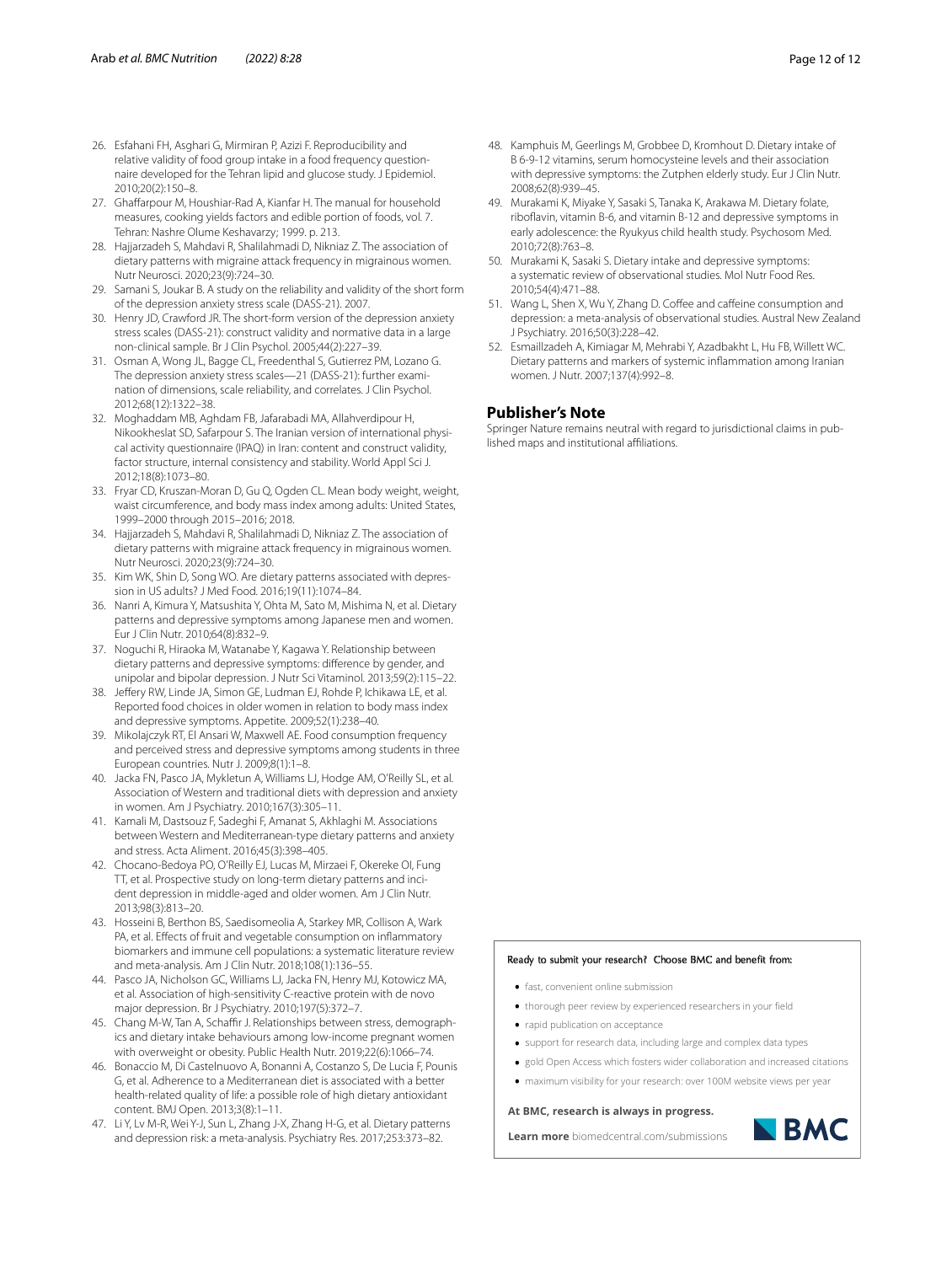26. Esfahani FH, Asghari G, Mirmiran P, Azizi F. Reproducibility and relative validity of food group intake in a food frequency questionnaire developed for the Tehran lipid and glucose study. J Epidemiol. 2010;20(2):150–8.
27. Ghaffarpour M, Houshiar-Rad A, Kianfar H. The manual for household measures, cooking yields factors and edible portion of foods, vol. 7. Tehran: Nashre Olume Keshavarzy; 1999. p. 213.
28. Hajjarzadeh S, Mahdavi R, Shalilahmadi D, Nikniaz Z. The association of dietary patterns with migraine attack frequency in migrainous women. Nutr Neurosci. 2020;23(9):724–30.
29. Samani S, Joukar B. A study on the reliability and validity of the short form of the depression anxiety stress scale (DASS-21). 2007.
30. Henry JD, Crawford JR. The short-form version of the depression anxiety stress scales (DASS-21): construct validity and normative data in a large non-clinical sample. Br J Clin Psychol. 2005;44(2):227–39.
31. Osman A, Wong JL, Bagge CL, Freedenthal S, Gutierrez PM, Lozano G. The depression anxiety stress scales—21 (DASS-21): further examination of dimensions, scale reliability, and correlates. J Clin Psychol. 2012;68(12):1322–38.
32. Moghaddam MB, Aghdam FB, Jafarabadi MA, Allahverdipour H, Nikookheslat SD, Safarpour S. The Iranian version of international physical activity questionnaire (IPAQ) in Iran: content and construct validity, factor structure, internal consistency and stability. World Appl Sci J. 2012;18(8):1073–80.
33. Fryar CD, Kruszan-Moran D, Gu Q, Ogden CL. Mean body weight, weight, waist circumference, and body mass index among adults: United States, 1999–2000 through 2015–2016; 2018.
34. Hajjarzadeh S, Mahdavi R, Shalilahmadi D, Nikniaz Z. The association of dietary patterns with migraine attack frequency in migrainous women. Nutr Neurosci. 2020;23(9):724–30.
35. Kim WK, Shin D, Song WO. Are dietary patterns associated with depression in US adults? J Med Food. 2016;19(11):1074–84.
36. Nanri A, Kimura Y, Matsushita Y, Ohta M, Sato M, Mishima N, et al. Dietary patterns and depressive symptoms among Japanese men and women. Eur J Clin Nutr. 2010;64(8):832–9.
37. Noguchi R, Hiraoka M, Watanabe Y, Kagawa Y. Relationship between dietary patterns and depressive symptoms: difference by gender, and unipolar and bipolar depression. J Nutr Sci Vitaminol. 2013;59(2):115–22.
38. Jeffery RW, Linde JA, Simon GE, Ludman EJ, Rohde P, Ichikawa LE, et al. Reported food choices in older women in relation to body mass index and depressive symptoms. Appetite. 2009;52(1):238–40.
39. Mikolajczyk RT, El Ansari W, Maxwell AE. Food consumption frequency and perceived stress and depressive symptoms among students in three European countries. Nutr J. 2009;8(1):1–8.
40. Jacka FN, Pasco JA, Mykletun A, Williams LJ, Hodge AM, O'Reilly SL, et al. Association of Western and traditional diets with depression and anxiety in women. Am J Psychiatry. 2010;167(3):305–11.
41. Kamali M, Dastsouz F, Sadeghi F, Amanat S, Akhlaghi M. Associations between Western and Mediterranean-type dietary patterns and anxiety and stress. Acta Aliment. 2016;45(3):398–405.
42. Chocano-Bedoya PO, O'Reilly EJ, Lucas M, Mirzaei F, Okereke OI, Fung TT, et al. Prospective study on long-term dietary patterns and incident depression in middle-aged and older women. Am J Clin Nutr. 2013;98(3):813–20.
43. Hosseini B, Berthon BS, Saedisomeolia A, Starkey MR, Collison A, Wark PA, et al. Effects of fruit and vegetable consumption on inflammatory biomarkers and immune cell populations: a systematic literature review and meta-analysis. Am J Clin Nutr. 2018;108(1):136–55.
44. Pasco JA, Nicholson GC, Williams LJ, Jacka FN, Henry MJ, Kotowicz MA, et al. Association of high-sensitivity C-reactive protein with de novo major depression. Br J Psychiatry. 2010;197(5):372–7.
45. Chang M-W, Tan A, Schaffir J. Relationships between stress, demographics and dietary intake behaviours among low-income pregnant women with overweight or obesity. Public Health Nutr. 2019;22(6):1066–74.
46. Bonaccio M, Di Castelnuovo A, Bonanni A, Costanzo S, De Lucia F, Pounis G, et al. Adherence to a Mediterranean diet is associated with a better health-related quality of life: a possible role of high dietary antioxidant content. BMJ Open. 2013;3(8):1–11.
47. Li Y, Lv M-R, Wei Y-J, Sun L, Zhang J-X, Zhang H-G, et al. Dietary patterns and depression risk: a meta-analysis. Psychiatry Res. 2017;253:373–82.
48. Kamphuis M, Geerlings M, Grobbee D, Kromhout D. Dietary intake of B 6-9-12 vitamins, serum homocysteine levels and their association with depressive symptoms: the Zutphen elderly study. Eur J Clin Nutr. 2008;62(8):939–45.
49. Murakami K, Miyake Y, Sasaki S, Tanaka K, Arakawa M. Dietary folate, riboflavin, vitamin B-6, and vitamin B-12 and depressive symptoms in early adolescence: the Ryukyus child health study. Psychosom Med. 2010;72(8):763–8.
50. Murakami K, Sasaki S. Dietary intake and depressive symptoms: a systematic review of observational studies. Mol Nutr Food Res. 2010;54(4):471–88.
51. Wang L, Shen X, Wu Y, Zhang D. Coffee and caffeine consumption and depression: a meta-analysis of observational studies. Austral New Zealand J Psychiatry. 2016;50(3):228–42.
52. Esmaillzadeh A, Kimiagar M, Mehrabi Y, Azadbakht L, Hu FB, Willett WC. Dietary patterns and markers of systemic inflammation among Iranian women. J Nutr. 2007;137(4):992–8.

## Publisher's Note

Springer Nature remains neutral with regard to jurisdictional claims in published maps and institutional affiliations.

Ready to submit your research? Choose BMC and benefit from:

- fast, convenient online submission
- thorough peer review by experienced researchers in your field
- rapid publication on acceptance
- support for research data, including large and complex data types
- gold Open Access which fosters wider collaboration and increased citations
- maximum visibility for your research: over 100M website views per year

**At BMC, research is always in progress.**

**Learn more** biomedcentral.com/submissions

BMC